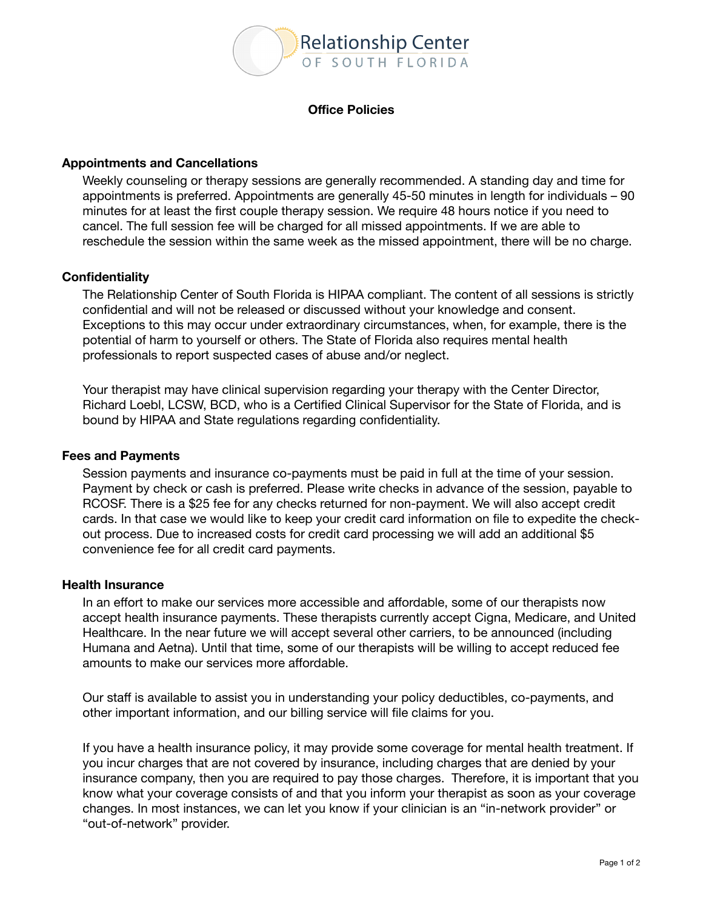Relationship Center

OF SOUTH FLORIDA

## Office Policies

### Appointments and Cancellations

Weekly counseling or therapy sessions are generally recommended. A standing day and time for appointments is preferred. Appointments are generally 45-50 minutes in length for individuals – 90 minutes for at least the first couple therapy session. We require 48 hours notice if you need to cancel. The full session fee will be charged for all missed appointments. If we are able to reschedule the session within the same week as the missed appointment, there will be no charge.

### Confidentiality

The Relationship Center of South Florida is HIPAA compliant. The content of all sessions is strictly confidential and will not be released or discussed without your knowledge and consent. Exceptions to this may occur under extraordinary circumstances, when, for example, there is the potential of harm to yourself or others. The State of Florida also requires mental health professionals to report suspected cases of abuse and/or neglect.

Your therapist may have clinical supervision regarding your therapy with the Center Director, Richard Loebl, LCSW, BCD, who is a Certified Clinical Supervisor for the State of Florida, and is bound by HIPAA and State regulations regarding confidentiality.

### Fees and Payments

Session payments and insurance co-payments must be paid in full at the time of your session. Payment by check or cash is preferred. Please write checks in advance of the session, payable to RCOSF. There is a $25 fee for any checks returned for non-payment. We will also accept credit cards. In that case we would like to keep your credit card information on file to expedite the check-out process. Due to increased costs for credit card processing we will add an additional $5 convenience fee for all credit card payments.

### Health Insurance

In an effort to make our services more accessible and affordable, some of our therapists now accept health insurance payments. These therapists currently accept Cigna, Medicare, and United Healthcare. In the near future we will accept several other carriers, to be announced (including Humana and Aetna). Until that time, some of our therapists will be willing to accept reduced fee amounts to make our services more affordable.

Our staff is available to assist you in understanding your policy deductibles, co-payments, and other important information, and our billing service will file claims for you.

If you have a health insurance policy, it may provide some coverage for mental health treatment. If you incur charges that are not covered by insurance, including charges that are denied by your insurance company, then you are required to pay those charges. Therefore, it is important that you know what your coverage consists of and that you inform your therapist as soon as your coverage changes. In most instances, we can let you know if your clinician is an "in-network provider" or "out-of-network" provider.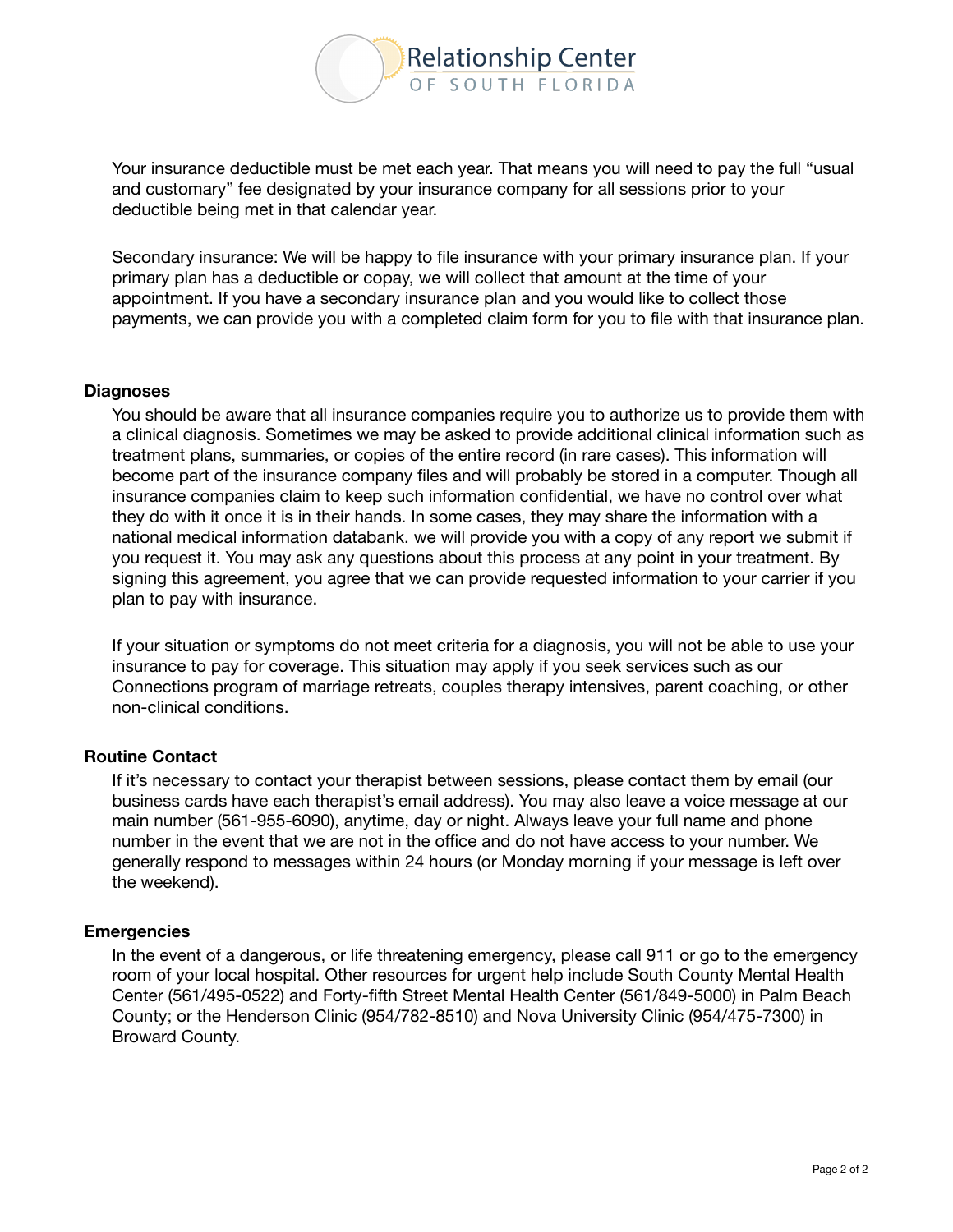Your insurance deductible must be met each year. That means you will need to pay the full "usual and customary" fee designated by your insurance company for all sessions prior to your deductible being met in that calendar year.

Secondary insurance: We will be happy to file insurance with your primary insurance plan. If your primary plan has a deductible or copay, we will collect that amount at the time of your appointment. If you have a secondary insurance plan and you would like to collect those payments, we can provide you with a completed claim form for you to file with that insurance plan.

**Diagnoses**

You should be aware that all insurance companies require you to authorize us to provide them with a clinical diagnosis. Sometimes we may be asked to provide additional clinical information such as treatment plans, summaries, or copies of the entire record (in rare cases). This information will become part of the insurance company files and will probably be stored in a computer. Though all insurance companies claim to keep such information confidential, we have no control over what they do with it once it is in their hands. In some cases, they may share the information with a national medical information databank. we will provide you with a copy of any report we submit if you request it. You may ask any questions about this process at any point in your treatment. By signing this agreement, you agree that we can provide requested information to your carrier if you plan to pay with insurance.

If your situation or symptoms do not meet criteria for a diagnosis, you will not be able to use your insurance to pay for coverage. This situation may apply if you seek services such as our Connections program of marriage retreats, couples therapy intensives, parent coaching, or other non-clinical conditions.

**Routine Contact**

If it's necessary to contact your therapist between sessions, please contact them by email (our business cards have each therapist's email address). You may also leave a voice message at our main number (561-955-6090), anytime, day or night. Always leave your full name and phone number in the event that we are not in the office and do not have access to your number. We generally respond to messages within 24 hours (or Monday morning if your message is left over the weekend).

**Emergencies**

In the event of a dangerous, or life threatening emergency, please call 911 or go to the emergency room of your local hospital. Other resources for urgent help include South County Mental Health Center (561/495-0522) and Forty-fifth Street Mental Health Center (561/849-5000) in Palm Beach County; or the Henderson Clinic (954/782-8510) and Nova University Clinic (954/475-7300) in Broward County.